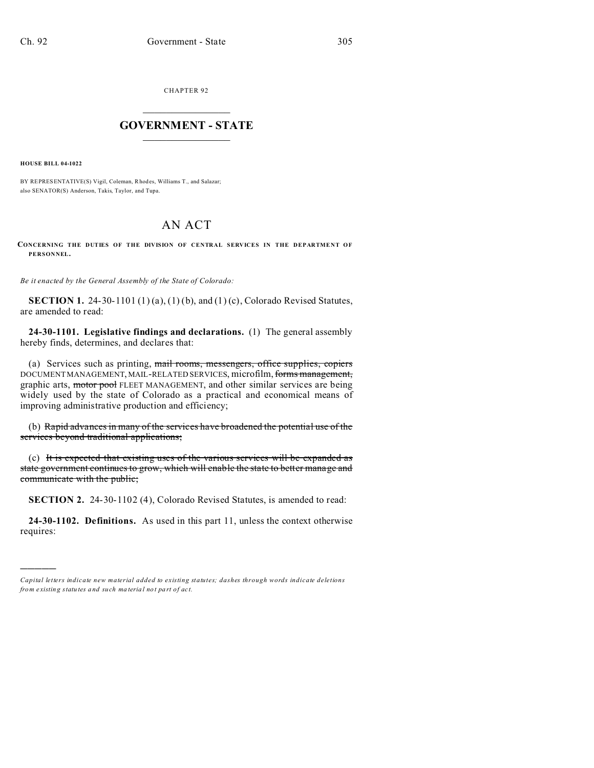CHAPTER 92

# GOVERNMENT - STATE

**HOUSE BILL 04-1022**

BY REPRESENTATIVE(S) Vigil, Coleman, Rhodes, Williams T., and Salazar;
also SENATOR(S) Anderson, Takis, Taylor, and Tupa.

# AN ACT

**CONCERNING THE DUTIES OF THE DIVISION OF CENTRAL SERVICES IN THE DEPARTMENT OF PERSONNEL.**

*Be it enacted by the General Assembly of the State of Colorado:*

**SECTION 1.** 24-30-1101 (1) (a), (1) (b), and (1) (c), Colorado Revised Statutes, are amended to read:

**24-30-1101. Legislative findings and declarations.** (1) The general assembly hereby finds, determines, and declares that:

(a) Services such as printing, ~~mail rooms, messengers, office supplies, copiers~~ DOCUMENT MANAGEMENT, MAIL-RELATED SERVICES, microfilm, ~~forms management,~~ graphic arts, ~~motor pool~~ FLEET MANAGEMENT, and other similar services are being widely used by the state of Colorado as a practical and economical means of improving administrative production and efficiency;

(b) ~~Rapid advances in many of the services have broadened the potential use of the services beyond traditional applications;~~

(c) ~~It is expected that existing uses of the various services will be expanded as state government continues to grow, which will enable the state to better manage and communicate with the public;~~

**SECTION 2.** 24-30-1102 (4), Colorado Revised Statutes, is amended to read:

**24-30-1102. Definitions.** As used in this part 11, unless the context otherwise requires:

---

*Capital letters indicate new material added to existing statutes; dashes through words indicate deletions from existing statutes and such material not part of act.*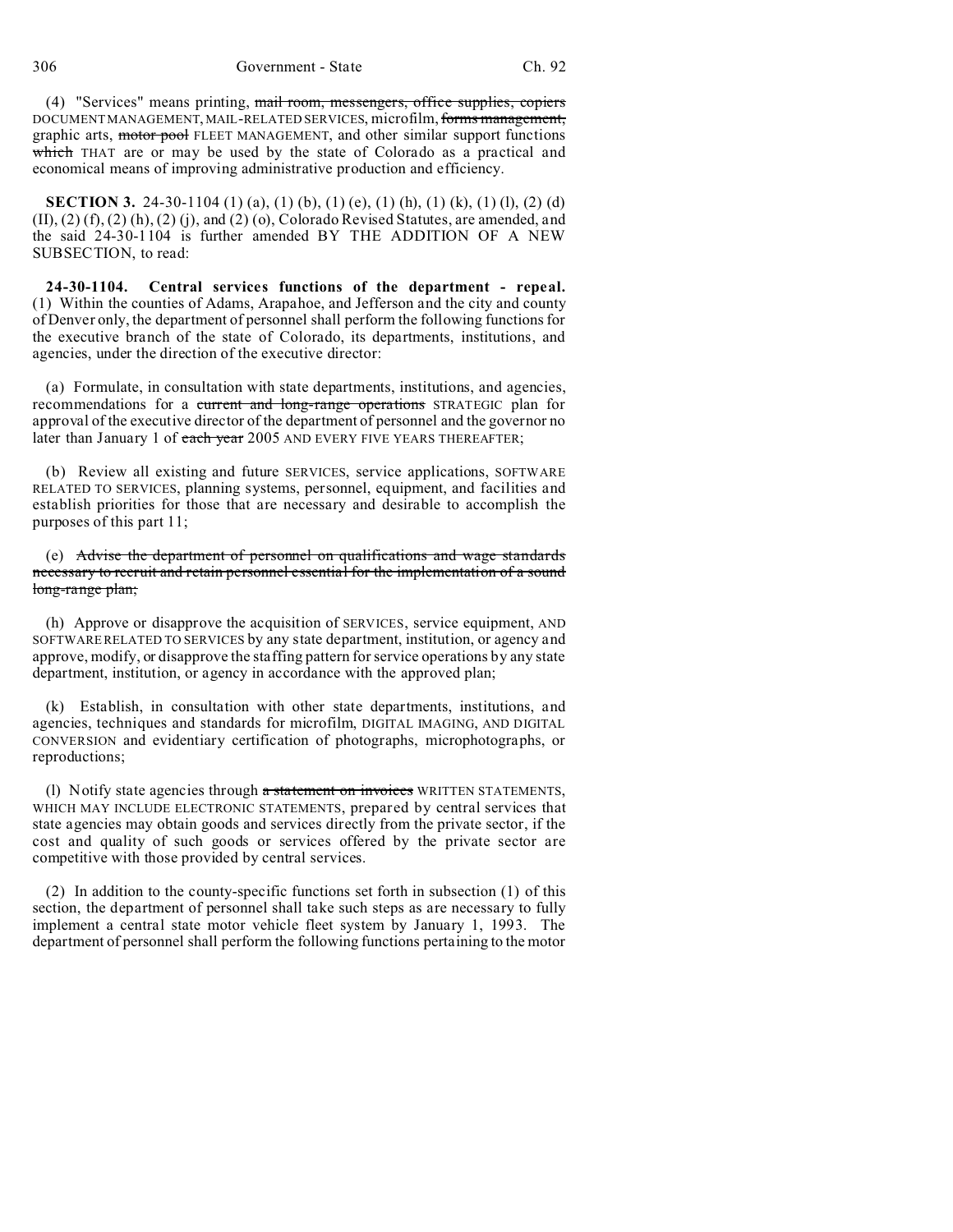(4) "Services" means printing, ~~mail room, messengers, office supplies, copiers~~ DOCUMENT MANAGEMENT, MAIL-RELATED SERVICES, microfilm, ~~forms management,~~ graphic arts, ~~motor pool~~ FLEET MANAGEMENT, and other similar support functions ~~which~~ THAT are or may be used by the state of Colorado as a practical and economical means of improving administrative production and efficiency.

**SECTION 3.** 24-30-1104 (1) (a), (1) (b), (1) (e), (1) (h), (1) (k), (1) (l), (2) (d) (II), (2) (f), (2) (h), (2) (j), and (2) (o), Colorado Revised Statutes, are amended, and the said 24-30-1104 is further amended BY THE ADDITION OF A NEW SUBSECTION, to read:

**24-30-1104. Central services functions of the department - repeal.** (1) Within the counties of Adams, Arapahoe, and Jefferson and the city and county of Denver only, the department of personnel shall perform the following functions for the executive branch of the state of Colorado, its departments, institutions, and agencies, under the direction of the executive director:

(a) Formulate, in consultation with state departments, institutions, and agencies, recommendations for a ~~current and long-range operations~~ STRATEGIC plan for approval of the executive director of the department of personnel and the governor no later than January 1 of ~~each year~~ 2005 AND EVERY FIVE YEARS THEREAFTER;

(b) Review all existing and future SERVICES, service applications, SOFTWARE RELATED TO SERVICES, planning systems, personnel, equipment, and facilities and establish priorities for those that are necessary and desirable to accomplish the purposes of this part 11;

(e) ~~Advise the department of personnel on qualifications and wage standards necessary to recruit and retain personnel essential for the implementation of a sound long-range plan;~~

(h) Approve or disapprove the acquisition of SERVICES, service equipment, AND SOFTWARE RELATED TO SERVICES by any state department, institution, or agency and approve, modify, or disapprove the staffing pattern for service operations by any state department, institution, or agency in accordance with the approved plan;

(k) Establish, in consultation with other state departments, institutions, and agencies, techniques and standards for microfilm, DIGITAL IMAGING, AND DIGITAL CONVERSION and evidentiary certification of photographs, microphotographs, or reproductions;

(l) Notify state agencies through ~~a statement on invoices~~ WRITTEN STATEMENTS, WHICH MAY INCLUDE ELECTRONIC STATEMENTS, prepared by central services that state agencies may obtain goods and services directly from the private sector, if the cost and quality of such goods or services offered by the private sector are competitive with those provided by central services.

(2) In addition to the county-specific functions set forth in subsection (1) of this section, the department of personnel shall take such steps as are necessary to fully implement a central state motor vehicle fleet system by January 1, 1993. The department of personnel shall perform the following functions pertaining to the motor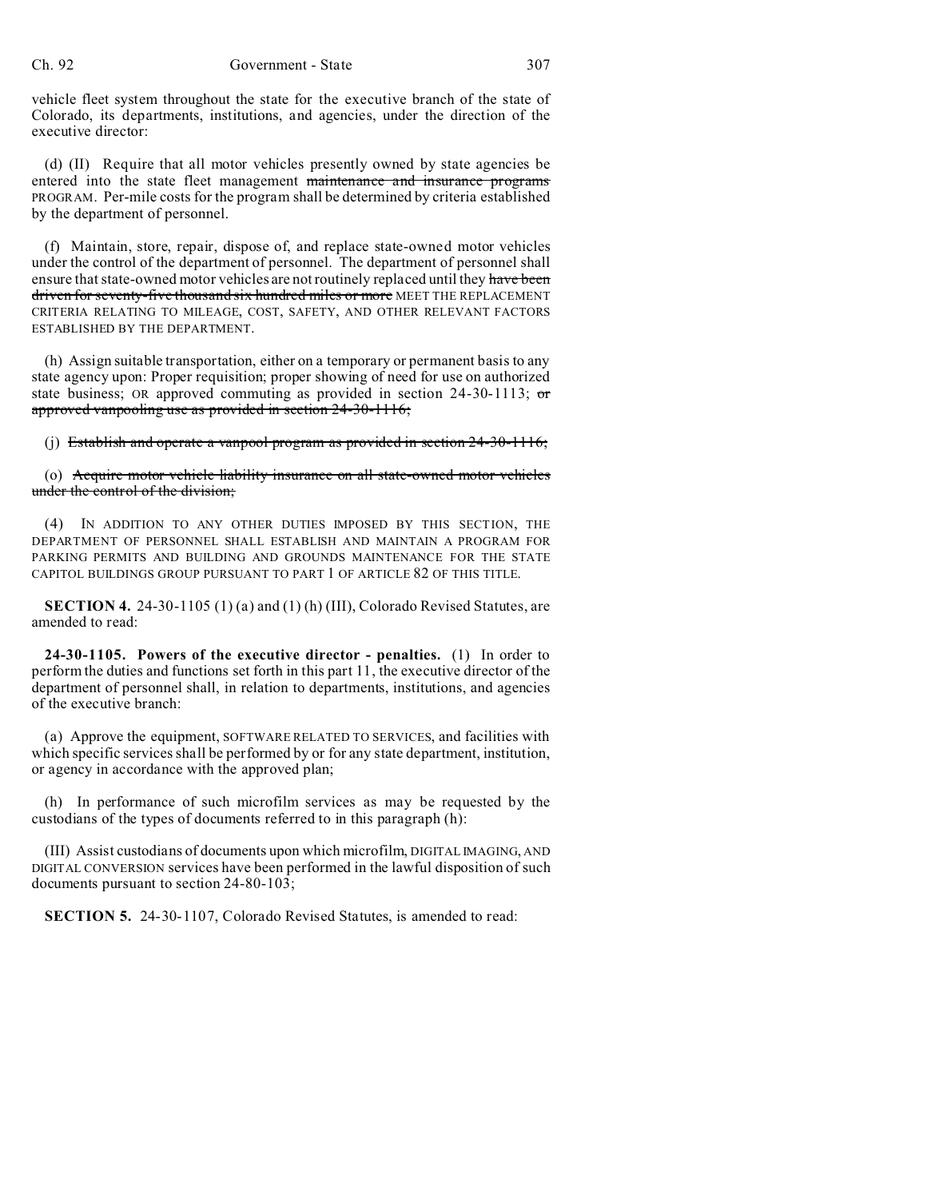vehicle fleet system throughout the state for the executive branch of the state of Colorado, its departments, institutions, and agencies, under the direction of the executive director:

(d) (II) Require that all motor vehicles presently owned by state agencies be entered into the state fleet management ~~maintenance and insurance programs~~ PROGRAM. Per-mile costs for the program shall be determined by criteria established by the department of personnel.

(f) Maintain, store, repair, dispose of, and replace state-owned motor vehicles under the control of the department of personnel. The department of personnel shall ensure that state-owned motor vehicles are not routinely replaced until they ~~have been driven for seventy-five thousand six hundred miles or more~~ MEET THE REPLACEMENT CRITERIA RELATING TO MILEAGE, COST, SAFETY, AND OTHER RELEVANT FACTORS ESTABLISHED BY THE DEPARTMENT.

(h) Assign suitable transportation, either on a temporary or permanent basis to any state agency upon: Proper requisition; proper showing of need for use on authorized state business; OR approved commuting as provided in section 24-30-1113; ~~or approved vanpooling use as provided in section 24-30-1116;~~

(j) ~~Establish and operate a vanpool program as provided in section 24-30-1116;~~

(o) ~~Acquire motor vehicle liability insurance on all state-owned motor vehicles under the control of the division;~~

(4) IN ADDITION TO ANY OTHER DUTIES IMPOSED BY THIS SECTION, THE DEPARTMENT OF PERSONNEL SHALL ESTABLISH AND MAINTAIN A PROGRAM FOR PARKING PERMITS AND BUILDING AND GROUNDS MAINTENANCE FOR THE STATE CAPITOL BUILDINGS GROUP PURSUANT TO PART 1 OF ARTICLE 82 OF THIS TITLE.

**SECTION 4.** 24-30-1105 (1) (a) and (1) (h) (III), Colorado Revised Statutes, are amended to read:

**24-30-1105. Powers of the executive director - penalties.** (1) In order to perform the duties and functions set forth in this part 11, the executive director of the department of personnel shall, in relation to departments, institutions, and agencies of the executive branch:

(a) Approve the equipment, SOFTWARE RELATED TO SERVICES, and facilities with which specific services shall be performed by or for any state department, institution, or agency in accordance with the approved plan;

(h) In performance of such microfilm services as may be requested by the custodians of the types of documents referred to in this paragraph (h):

(III) Assist custodians of documents upon which microfilm, DIGITAL IMAGING, AND DIGITAL CONVERSION services have been performed in the lawful disposition of such documents pursuant to section 24-80-103;

**SECTION 5.** 24-30-1107, Colorado Revised Statutes, is amended to read: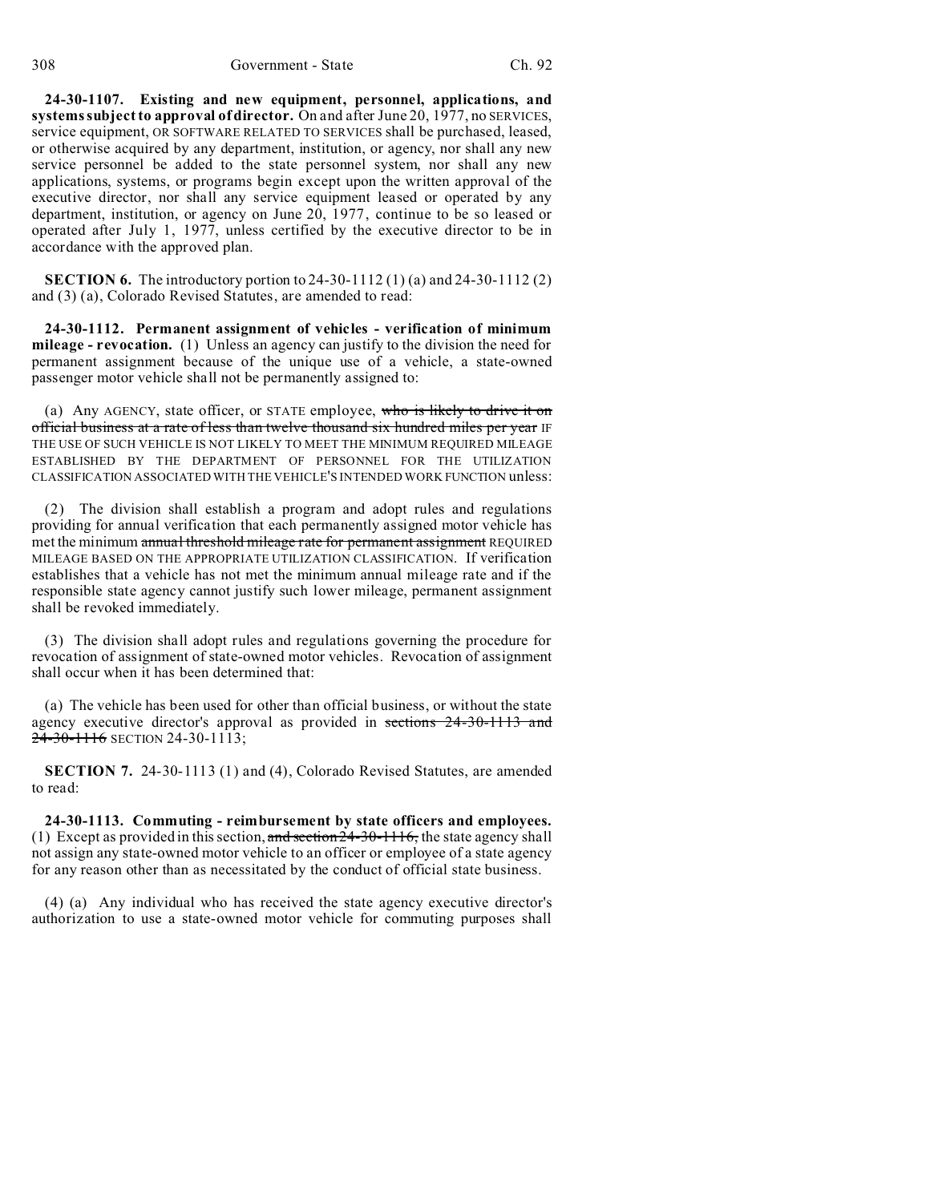**24-30-1107. Existing and new equipment, personnel, applications, and systems subject to approval of director.** On and after June 20, 1977, no SERVICES, service equipment, OR SOFTWARE RELATED TO SERVICES shall be purchased, leased, or otherwise acquired by any department, institution, or agency, nor shall any new service personnel be added to the state personnel system, nor shall any new applications, systems, or programs begin except upon the written approval of the executive director, nor shall any service equipment leased or operated by any department, institution, or agency on June 20, 1977, continue to be so leased or operated after July 1, 1977, unless certified by the executive director to be in accordance with the approved plan.

**SECTION 6.** The introductory portion to 24-30-1112 (1) (a) and 24-30-1112 (2) and (3) (a), Colorado Revised Statutes, are amended to read:

**24-30-1112. Permanent assignment of vehicles - verification of minimum mileage - revocation.** (1) Unless an agency can justify to the division the need for permanent assignment because of the unique use of a vehicle, a state-owned passenger motor vehicle shall not be permanently assigned to:

(a) Any AGENCY, state officer, or STATE employee, ~~who is likely to drive it on official business at a rate of less than twelve thousand six hundred miles per year~~ IF THE USE OF SUCH VEHICLE IS NOT LIKELY TO MEET THE MINIMUM REQUIRED MILEAGE ESTABLISHED BY THE DEPARTMENT OF PERSONNEL FOR THE UTILIZATION CLASSIFICATION ASSOCIATED WITH THE VEHICLE'S INTENDED WORK FUNCTION unless:

(2) The division shall establish a program and adopt rules and regulations providing for annual verification that each permanently assigned motor vehicle has met the minimum ~~annual threshold mileage rate for permanent assignment~~ REQUIRED MILEAGE BASED ON THE APPROPRIATE UTILIZATION CLASSIFICATION. If verification establishes that a vehicle has not met the minimum annual mileage rate and if the responsible state agency cannot justify such lower mileage, permanent assignment shall be revoked immediately.

(3) The division shall adopt rules and regulations governing the procedure for revocation of assignment of state-owned motor vehicles. Revocation of assignment shall occur when it has been determined that:

(a) The vehicle has been used for other than official business, or without the state agency executive director's approval as provided in ~~sections 24-30-1113 and 24-30-1116~~ SECTION 24-30-1113;

**SECTION 7.** 24-30-1113 (1) and (4), Colorado Revised Statutes, are amended to read:

**24-30-1113. Commuting - reimbursement by state officers and employees.** (1) Except as provided in this section, ~~and section 24-30-1116,~~ the state agency shall not assign any state-owned motor vehicle to an officer or employee of a state agency for any reason other than as necessitated by the conduct of official state business.

(4) (a) Any individual who has received the state agency executive director's authorization to use a state-owned motor vehicle for commuting purposes shall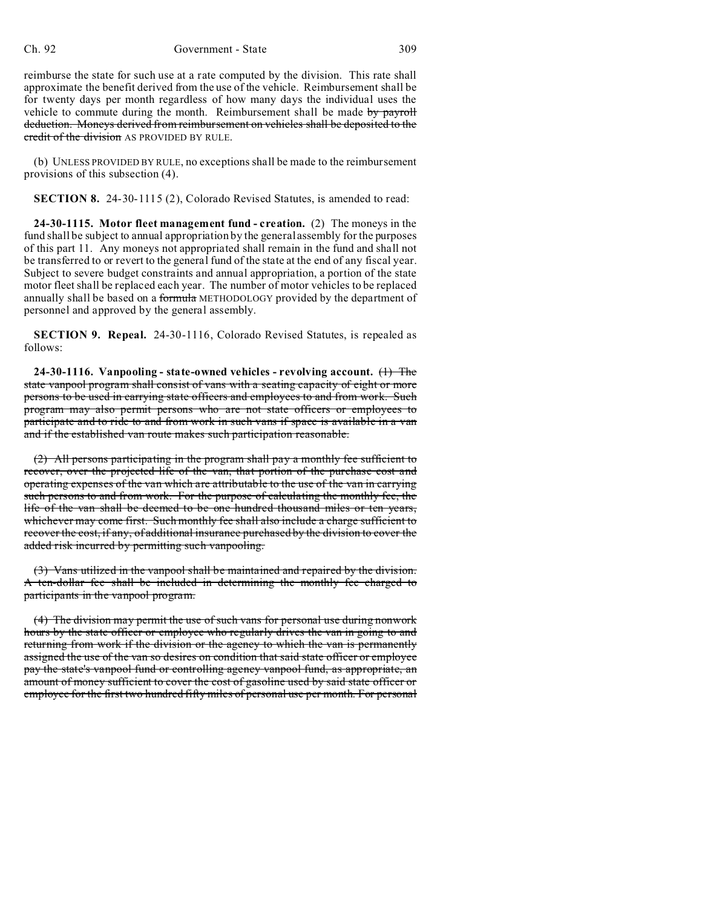reimburse the state for such use at a rate computed by the division. This rate shall approximate the benefit derived from the use of the vehicle. Reimbursement shall be for twenty days per month regardless of how many days the individual uses the vehicle to commute during the month. Reimbursement shall be made ~~by payroll deduction. Moneys derived from reimbursement on vehicles shall be deposited to the credit of the division~~ AS PROVIDED BY RULE.

(b) UNLESS PROVIDED BY RULE, no exceptions shall be made to the reimbursement provisions of this subsection (4).

**SECTION 8.** 24-30-1115 (2), Colorado Revised Statutes, is amended to read:

**24-30-1115. Motor fleet management fund - creation.** (2) The moneys in the fund shall be subject to annual appropriation by the general assembly for the purposes of this part 11. Any moneys not appropriated shall remain in the fund and shall not be transferred to or revert to the general fund of the state at the end of any fiscal year. Subject to severe budget constraints and annual appropriation, a portion of the state motor fleet shall be replaced each year. The number of motor vehicles to be replaced annually shall be based on a ~~formula~~ METHODOLOGY provided by the department of personnel and approved by the general assembly.

**SECTION 9. Repeal.** 24-30-1116, Colorado Revised Statutes, is repealed as follows:

**24-30-1116. Vanpooling - state-owned vehicles - revolving account.** ~~(1) The state vanpool program shall consist of vans with a seating capacity of eight or more persons to be used in carrying state officers and employees to and from work. Such program may also permit persons who are not state officers or employees to participate and to ride to and from work in such vans if space is available in a van and if the established van route makes such participation reasonable.~~

~~(2) All persons participating in the program shall pay a monthly fee sufficient to recover, over the projected life of the van, that portion of the purchase cost and operating expenses of the van which are attributable to the use of the van in carrying such persons to and from work. For the purpose of calculating the monthly fee, the life of the van shall be deemed to be one hundred thousand miles or ten years, whichever may come first. Such monthly fee shall also include a charge sufficient to recover the cost, if any, of additional insurance purchased by the division to cover the added risk incurred by permitting such vanpooling.~~

~~(3) Vans utilized in the vanpool shall be maintained and repaired by the division. A ten-dollar fee shall be included in determining the monthly fee charged to participants in the vanpool program.~~

~~(4) The division may permit the use of such vans for personal use during nonwork hours by the state officer or employee who regularly drives the van in going to and returning from work if the division or the agency to which the van is permanently assigned the use of the van so desires on condition that said state officer or employee pay the state's vanpool fund or controlling agency vanpool fund, as appropriate, an amount of money sufficient to cover the cost of gasoline used by said state officer or employee for the first two hundred fifty miles of personal use per month. For personal~~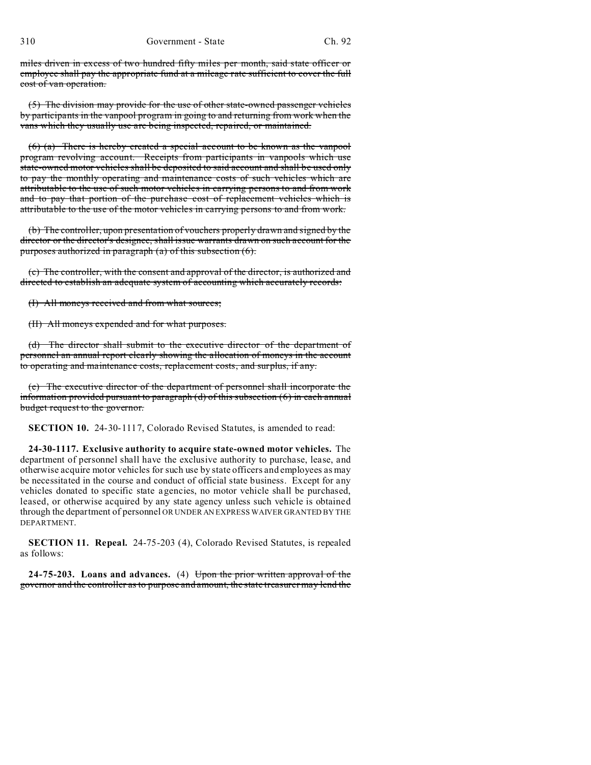~~miles driven in excess of two hundred fifty miles per month, said state officer or employee shall pay the appropriate fund at a mileage rate sufficient to cover the full cost of van operation.~~

~~(5) The division may provide for the use of other state-owned passenger vehicles by participants in the vanpool program in going to and returning from work when the vans which they usually use are being inspected, repaired, or maintained.~~

~~(6) (a) There is hereby created a special account to be known as the vanpool program revolving account. Receipts from participants in vanpools which use state-owned motor vehicles shall be deposited to said account and shall be used only to pay the monthly operating and maintenance costs of such vehicles which are attributable to the use of such motor vehicles in carrying persons to and from work and to pay that portion of the purchase cost of replacement vehicles which is attributable to the use of the motor vehicles in carrying persons to and from work.~~

~~(b) The controller, upon presentation of vouchers properly drawn and signed by the director or the director's designee, shall issue warrants drawn on such account for the purposes authorized in paragraph (a) of this subsection (6).~~

~~(c) The controller, with the consent and approval of the director, is authorized and directed to establish an adequate system of accounting which accurately records:~~

~~(I) All moneys received and from what sources;~~

~~(II) All moneys expended and for what purposes.~~

~~(d) The director shall submit to the executive director of the department of personnel an annual report clearly showing the allocation of moneys in the account to operating and maintenance costs, replacement costs, and surplus, if any.~~

~~(e) The executive director of the department of personnel shall incorporate the information provided pursuant to paragraph (d) of this subsection (6) in each annual budget request to the governor.~~

**SECTION 10.** 24-30-1117, Colorado Revised Statutes, is amended to read:

**24-30-1117. Exclusive authority to acquire state-owned motor vehicles.** The department of personnel shall have the exclusive authority to purchase, lease, and otherwise acquire motor vehicles for such use by state officers and employees as may be necessitated in the course and conduct of official state business. Except for any vehicles donated to specific state agencies, no motor vehicle shall be purchased, leased, or otherwise acquired by any state agency unless such vehicle is obtained through the department of personnel OR UNDER AN EXPRESS WAIVER GRANTED BY THE DEPARTMENT.

**SECTION 11. Repeal.** 24-75-203 (4), Colorado Revised Statutes, is repealed as follows:

**24-75-203. Loans and advances.** (4) ~~Upon the prior written approval of the governor and the controller as to purpose and amount, the state treasurer may lend the~~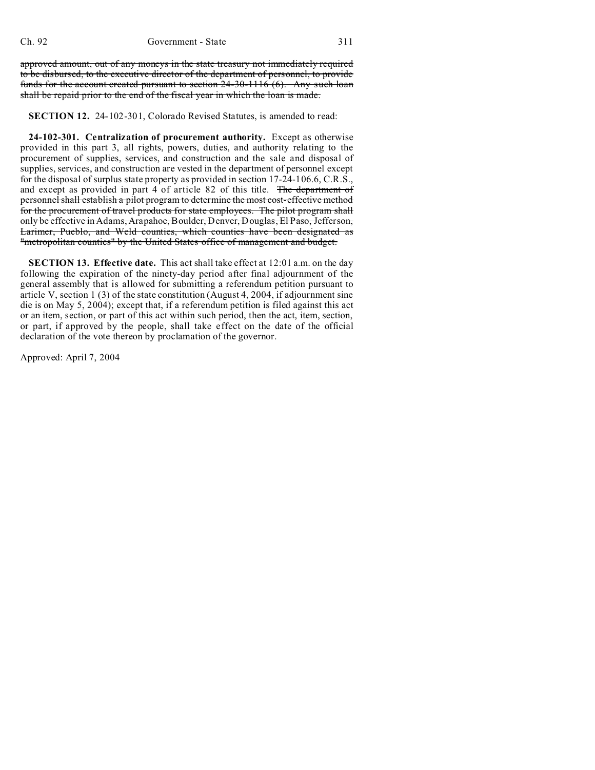~~approved amount, out of any moneys in the state treasury not immediately required to be disbursed, to the executive director of the department of personnel, to provide funds for the account created pursuant to section 24-30-1116 (6). Any such loan shall be repaid prior to the end of the fiscal year in which the loan is made.~~

**SECTION 12.** 24-102-301, Colorado Revised Statutes, is amended to read:

**24-102-301. Centralization of procurement authority.** Except as otherwise provided in this part 3, all rights, powers, duties, and authority relating to the procurement of supplies, services, and construction and the sale and disposal of supplies, services, and construction are vested in the department of personnel except for the disposal of surplus state property as provided in section 17-24-106.6, C.R.S., and except as provided in part 4 of article 82 of this title. ~~The department of personnel shall establish a pilot program to determine the most cost-effective method for the procurement of travel products for state employees. The pilot program shall only be effective in Adams, Arapahoe, Boulder, Denver, Douglas, El Paso, Jefferson, Larimer, Pueblo, and Weld counties, which counties have been designated as "metropolitan counties" by the United States office of management and budget.~~

**SECTION 13. Effective date.** This act shall take effect at 12:01 a.m. on the day following the expiration of the ninety-day period after final adjournment of the general assembly that is allowed for submitting a referendum petition pursuant to article V, section 1 (3) of the state constitution (August 4, 2004, if adjournment sine die is on May 5, 2004); except that, if a referendum petition is filed against this act or an item, section, or part of this act within such period, then the act, item, section, or part, if approved by the people, shall take effect on the date of the official declaration of the vote thereon by proclamation of the governor.

Approved: April 7, 2004